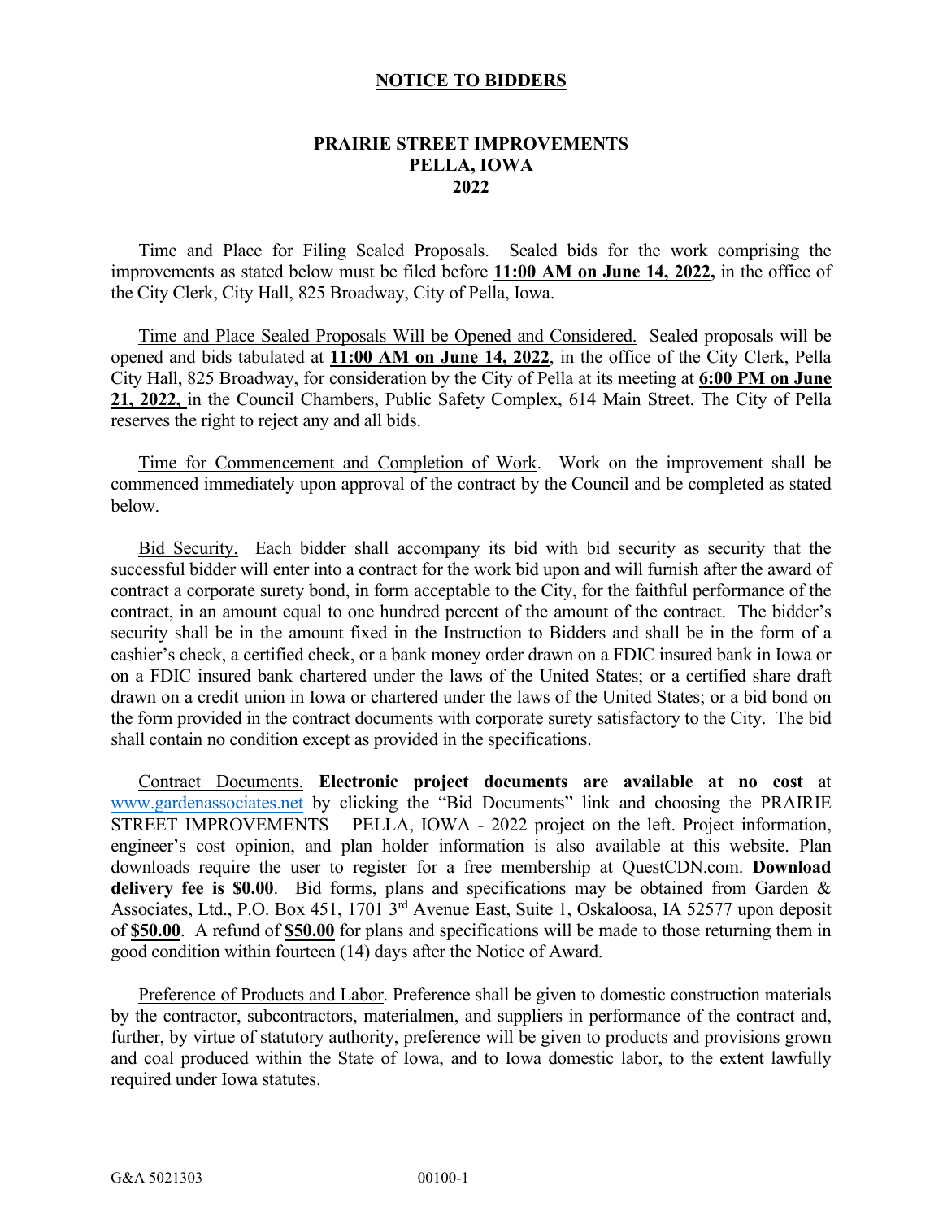# NOTICE TO BIDDERS

## PRAIRIE STREET IMPROVEMENTS
## PELLA, IOWA
## 2022

Time and Place for Filing Sealed Proposals. Sealed bids for the work comprising the improvements as stated below must be filed before **11:00 AM on June 14, 2022,** in the office of the City Clerk, City Hall, 825 Broadway, City of Pella, Iowa.

Time and Place Sealed Proposals Will be Opened and Considered. Sealed proposals will be opened and bids tabulated at **11:00 AM on June 14, 2022**, in the office of the City Clerk, Pella City Hall, 825 Broadway, for consideration by the City of Pella at its meeting at **6:00 PM on June 21, 2022,** in the Council Chambers, Public Safety Complex, 614 Main Street. The City of Pella reserves the right to reject any and all bids.

Time for Commencement and Completion of Work. Work on the improvement shall be commenced immediately upon approval of the contract by the Council and be completed as stated below.

Bid Security. Each bidder shall accompany its bid with bid security as security that the successful bidder will enter into a contract for the work bid upon and will furnish after the award of contract a corporate surety bond, in form acceptable to the City, for the faithful performance of the contract, in an amount equal to one hundred percent of the amount of the contract. The bidder's security shall be in the amount fixed in the Instruction to Bidders and shall be in the form of a cashier's check, a certified check, or a bank money order drawn on a FDIC insured bank in Iowa or on a FDIC insured bank chartered under the laws of the United States; or a certified share draft drawn on a credit union in Iowa or chartered under the laws of the United States; or a bid bond on the form provided in the contract documents with corporate surety satisfactory to the City. The bid shall contain no condition except as provided in the specifications.

Contract Documents. **Electronic project documents are available at no cost** at www.gardenassociates.net by clicking the "Bid Documents" link and choosing the PRAIRIE STREET IMPROVEMENTS – PELLA, IOWA - 2022 project on the left. Project information, engineer's cost opinion, and plan holder information is also available at this website. Plan downloads require the user to register for a free membership at QuestCDN.com. **Download delivery fee is $0.00**. Bid forms, plans and specifications may be obtained from Garden & Associates, Ltd., P.O. Box 451, 1701 3rd Avenue East, Suite 1, Oskaloosa, IA 52577 upon deposit of **$50.00**. A refund of **$50.00** for plans and specifications will be made to those returning them in good condition within fourteen (14) days after the Notice of Award.

Preference of Products and Labor. Preference shall be given to domestic construction materials by the contractor, subcontractors, materialmen, and suppliers in performance of the contract and, further, by virtue of statutory authority, preference will be given to products and provisions grown and coal produced within the State of Iowa, and to Iowa domestic labor, to the extent lawfully required under Iowa statutes.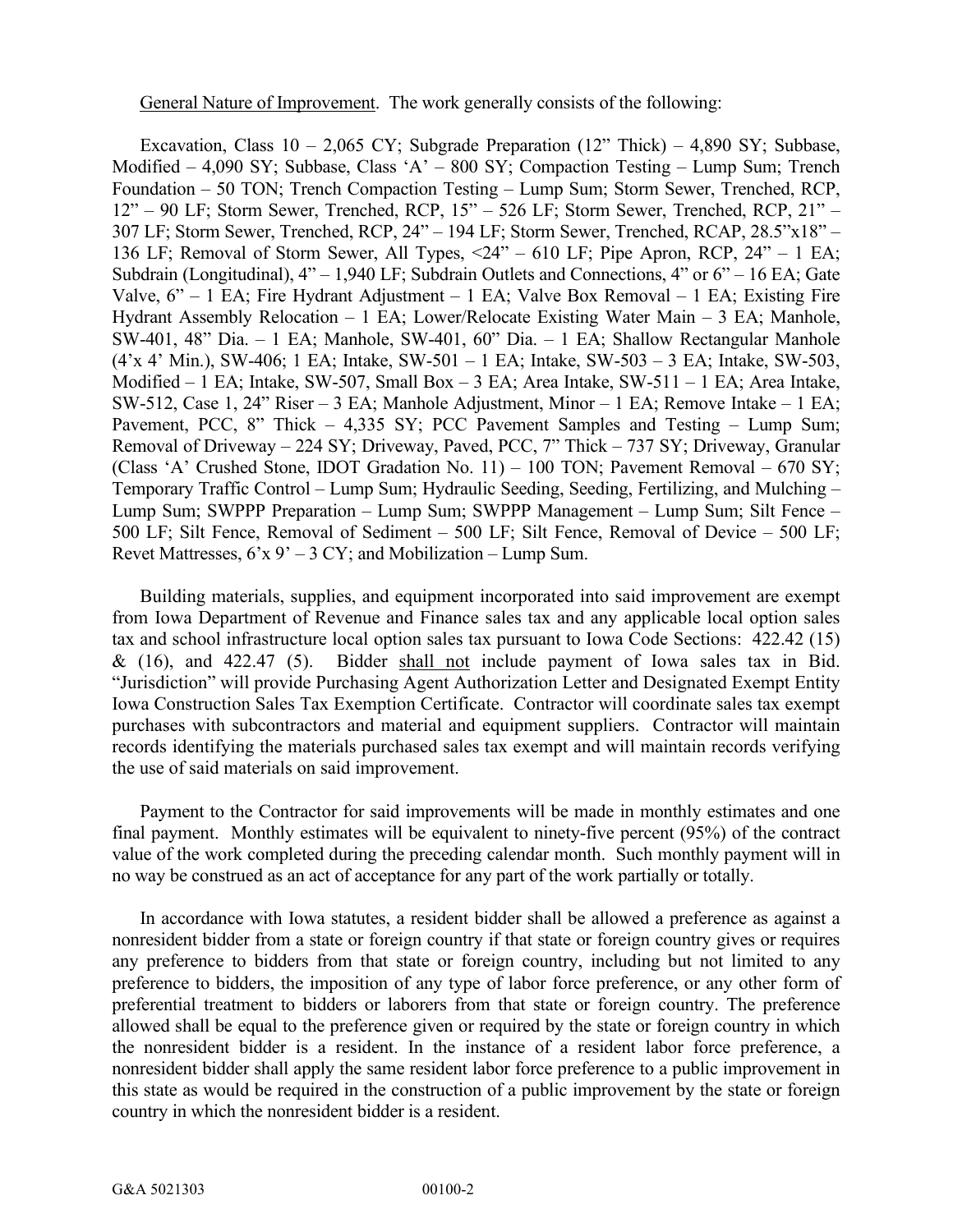General Nature of Improvement. The work generally consists of the following:

Excavation, Class 10 – 2,065 CY; Subgrade Preparation (12" Thick) – 4,890 SY; Subbase, Modified – 4,090 SY; Subbase, Class 'A' – 800 SY; Compaction Testing – Lump Sum; Trench Foundation – 50 TON; Trench Compaction Testing – Lump Sum; Storm Sewer, Trenched, RCP, 12" – 90 LF; Storm Sewer, Trenched, RCP, 15" – 526 LF; Storm Sewer, Trenched, RCP, 21" – 307 LF; Storm Sewer, Trenched, RCP, 24" – 194 LF; Storm Sewer, Trenched, RCAP, 28.5"x18" – 136 LF; Removal of Storm Sewer, All Types, <24" – 610 LF; Pipe Apron, RCP, 24" – 1 EA; Subdrain (Longitudinal), 4" – 1,940 LF; Subdrain Outlets and Connections, 4" or 6" – 16 EA; Gate Valve, 6" – 1 EA; Fire Hydrant Adjustment – 1 EA; Valve Box Removal – 1 EA; Existing Fire Hydrant Assembly Relocation – 1 EA; Lower/Relocate Existing Water Main – 3 EA; Manhole, SW-401, 48" Dia. – 1 EA; Manhole, SW-401, 60" Dia. – 1 EA; Shallow Rectangular Manhole (4'x 4' Min.), SW-406; 1 EA; Intake, SW-501 – 1 EA; Intake, SW-503 – 3 EA; Intake, SW-503, Modified – 1 EA; Intake, SW-507, Small Box – 3 EA; Area Intake, SW-511 – 1 EA; Area Intake, SW-512, Case 1, 24" Riser – 3 EA; Manhole Adjustment, Minor – 1 EA; Remove Intake – 1 EA; Pavement, PCC, 8" Thick – 4,335 SY; PCC Pavement Samples and Testing – Lump Sum; Removal of Driveway – 224 SY; Driveway, Paved, PCC, 7" Thick – 737 SY; Driveway, Granular (Class 'A' Crushed Stone, IDOT Gradation No. 11) – 100 TON; Pavement Removal – 670 SY; Temporary Traffic Control – Lump Sum; Hydraulic Seeding, Seeding, Fertilizing, and Mulching – Lump Sum; SWPPP Preparation – Lump Sum; SWPPP Management – Lump Sum; Silt Fence – 500 LF; Silt Fence, Removal of Sediment – 500 LF; Silt Fence, Removal of Device – 500 LF; Revet Mattresses, 6'x 9' – 3 CY; and Mobilization – Lump Sum.

Building materials, supplies, and equipment incorporated into said improvement are exempt from Iowa Department of Revenue and Finance sales tax and any applicable local option sales tax and school infrastructure local option sales tax pursuant to Iowa Code Sections: 422.42 (15) & (16), and 422.47 (5). Bidder shall not include payment of Iowa sales tax in Bid. "Jurisdiction" will provide Purchasing Agent Authorization Letter and Designated Exempt Entity Iowa Construction Sales Tax Exemption Certificate. Contractor will coordinate sales tax exempt purchases with subcontractors and material and equipment suppliers. Contractor will maintain records identifying the materials purchased sales tax exempt and will maintain records verifying the use of said materials on said improvement.

Payment to the Contractor for said improvements will be made in monthly estimates and one final payment. Monthly estimates will be equivalent to ninety-five percent (95%) of the contract value of the work completed during the preceding calendar month. Such monthly payment will in no way be construed as an act of acceptance for any part of the work partially or totally.

In accordance with Iowa statutes, a resident bidder shall be allowed a preference as against a nonresident bidder from a state or foreign country if that state or foreign country gives or requires any preference to bidders from that state or foreign country, including but not limited to any preference to bidders, the imposition of any type of labor force preference, or any other form of preferential treatment to bidders or laborers from that state or foreign country. The preference allowed shall be equal to the preference given or required by the state or foreign country in which the nonresident bidder is a resident. In the instance of a resident labor force preference, a nonresident bidder shall apply the same resident labor force preference to a public improvement in this state as would be required in the construction of a public improvement by the state or foreign country in which the nonresident bidder is a resident.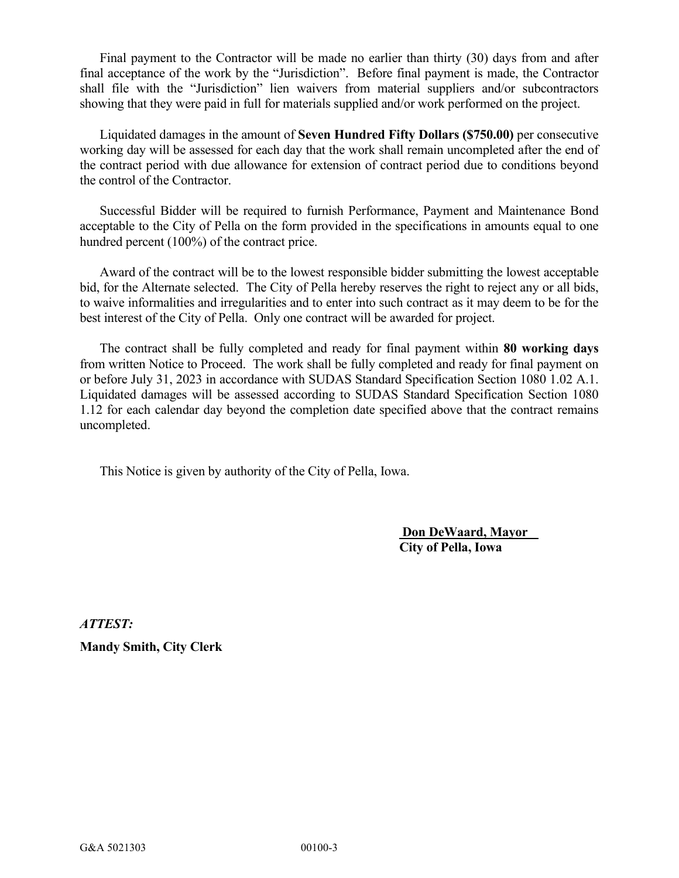Final payment to the Contractor will be made no earlier than thirty (30) days from and after final acceptance of the work by the "Jurisdiction". Before final payment is made, the Contractor shall file with the "Jurisdiction" lien waivers from material suppliers and/or subcontractors showing that they were paid in full for materials supplied and/or work performed on the project.

Liquidated damages in the amount of **Seven Hundred Fifty Dollars ($750.00)** per consecutive working day will be assessed for each day that the work shall remain uncompleted after the end of the contract period with due allowance for extension of contract period due to conditions beyond the control of the Contractor.

Successful Bidder will be required to furnish Performance, Payment and Maintenance Bond acceptable to the City of Pella on the form provided in the specifications in amounts equal to one hundred percent (100%) of the contract price.

Award of the contract will be to the lowest responsible bidder submitting the lowest acceptable bid, for the Alternate selected. The City of Pella hereby reserves the right to reject any or all bids, to waive informalities and irregularities and to enter into such contract as it may deem to be for the best interest of the City of Pella. Only one contract will be awarded for project.

The contract shall be fully completed and ready for final payment within **80 working days** from written Notice to Proceed. The work shall be fully completed and ready for final payment on or before July 31, 2023 in accordance with SUDAS Standard Specification Section 1080 1.02 A.1. Liquidated damages will be assessed according to SUDAS Standard Specification Section 1080 1.12 for each calendar day beyond the completion date specified above that the contract remains uncompleted.

This Notice is given by authority of the City of Pella, Iowa.

**Don DeWaard, Mayor**
**City of Pella, Iowa**

***ATTEST:***

**Mandy Smith, City Clerk**